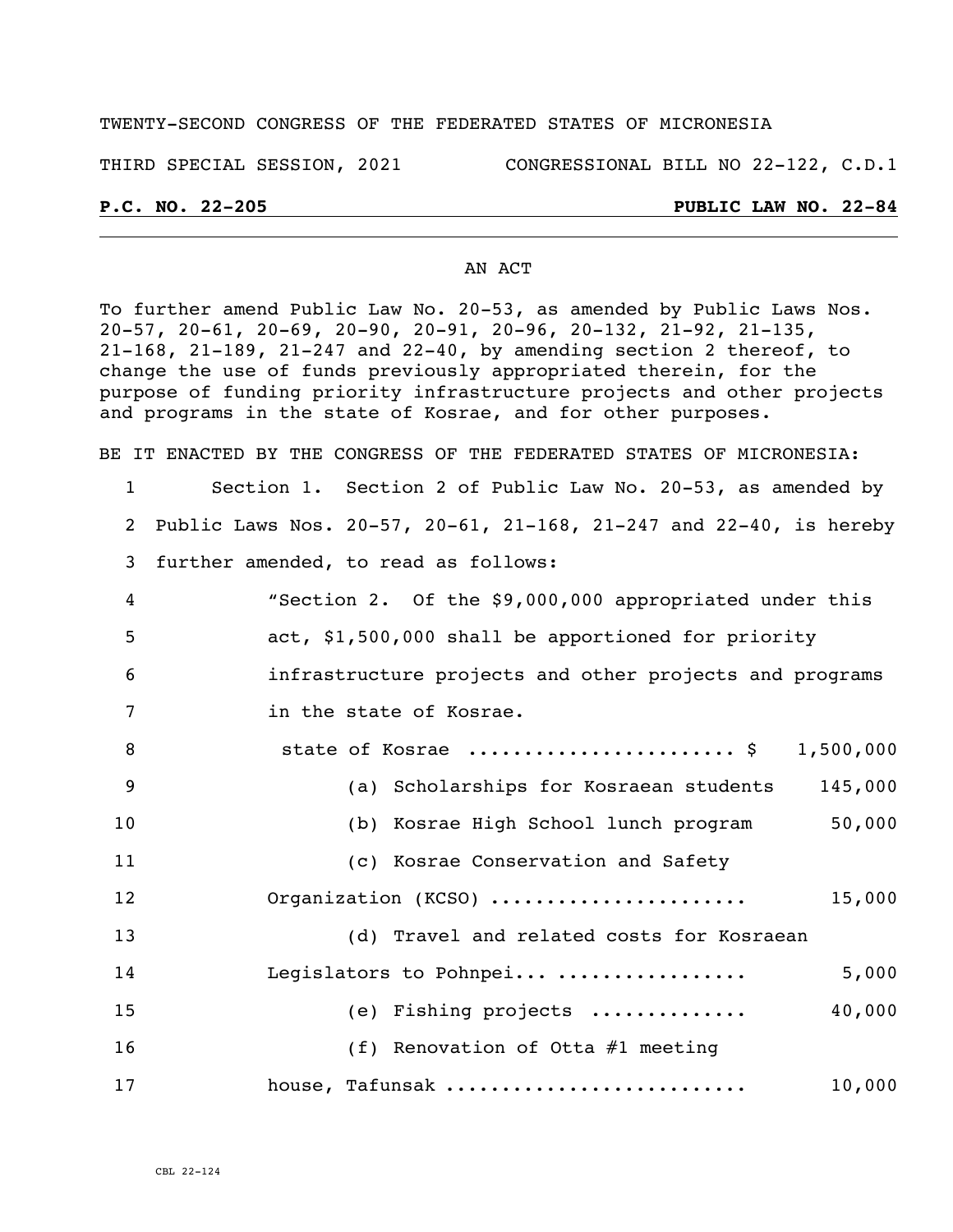TWENTY-SECOND CONGRESS OF THE FEDERATED STATES OF MICRONESIA

THIRD SPECIAL SESSION, 2021 CONGRESSIONAL BILL NO 22-122, C.D.1

**P.C. NO. 22-205** **PUBLIC LAW NO. 22-84**

AN ACT

To further amend Public Law No. 20-53, as amended by Public Laws Nos. 20-57, 20-61, 20-69, 20-90, 20-91, 20-96, 20-132, 21-92, 21-135, 21-168, 21-189, 21-247 and 22-40, by amending section 2 thereof, to change the use of funds previously appropriated therein, for the purpose of funding priority infrastructure projects and other projects and programs in the state of Kosrae, and for other purposes.

BE IT ENACTED BY THE CONGRESS OF THE FEDERATED STATES OF MICRONESIA:

1 Section 1. Section 2 of Public Law No. 20-53, as amended by
2 Public Laws Nos. 20-57, 20-61, 21-168, 21-247 and 22-40, is hereby
3 further amended, to read as follows:

4 "Section 2. Of the $9,000,000 appropriated under this
5 act, $1,500,000 shall be apportioned for priority
6 infrastructure projects and other projects and programs
7 in the state of Kosrae.

8 state of Kosrae ....................... $ 1,500,000
9 (a) Scholarships for Kosraean students 145,000
10 (b) Kosrae High School lunch program 50,000
11 (c) Kosrae Conservation and Safety
12 Organization (KCSO) ...................... 15,000
13 (d) Travel and related costs for Kosraean
14 Legislators to Pohnpei... ................. 5,000
15 (e) Fishing projects ............. 40,000
16 (f) Renovation of Otta #1 meeting
17 house, Tafunsak .......................... 10,000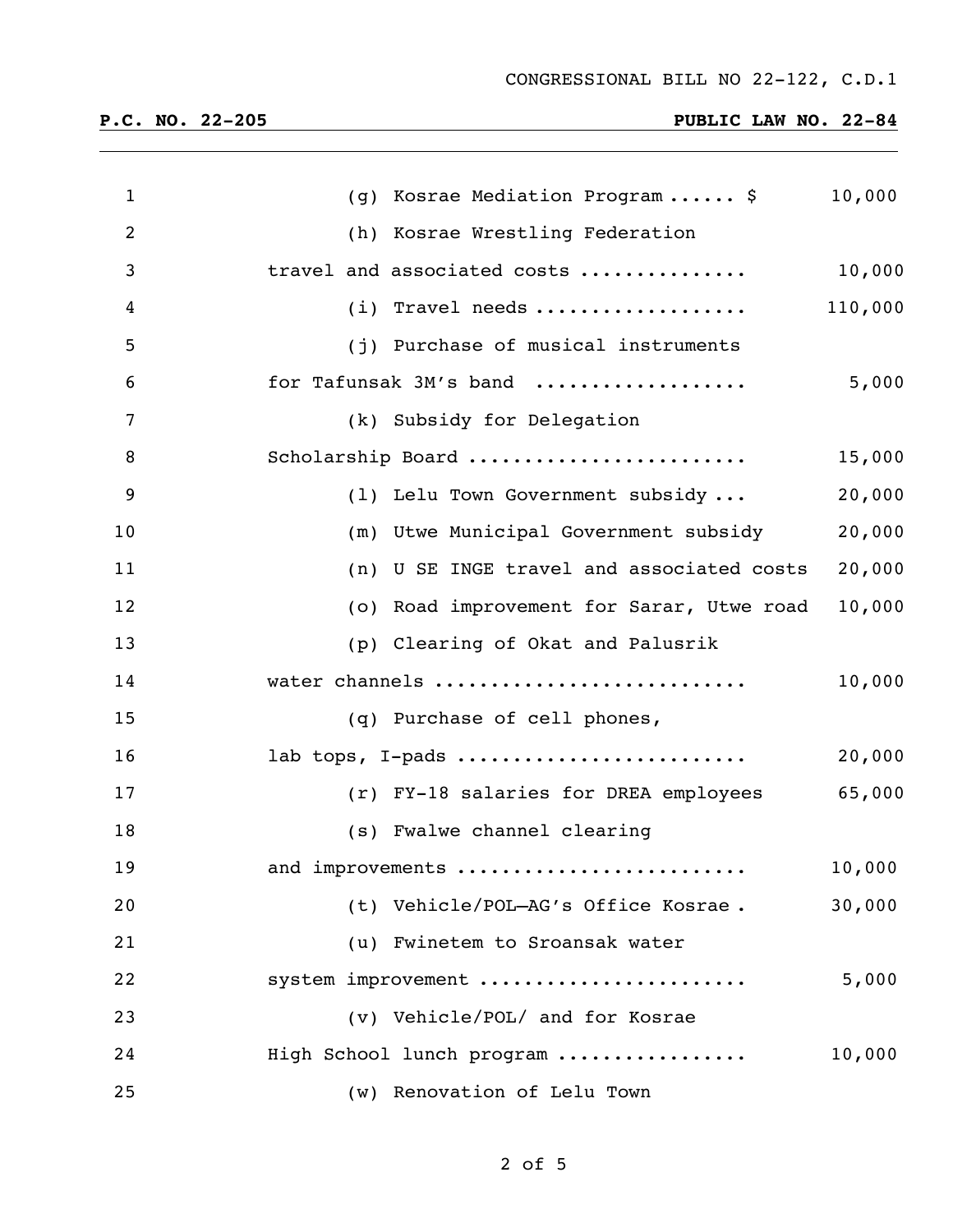(g) Kosrae Mediation Program ...... $ 10,000

(h) Kosrae Wrestling Federation travel and associated costs .............. 10,000

(i) Travel needs .................. 110,000

(j) Purchase of musical instruments for Tafunsak 3M's band .................. 5,000

(k) Subsidy for Delegation Scholarship Board ........................ 15,000

(l) Lelu Town Government subsidy ... 20,000

(m) Utwe Municipal Government subsidy 20,000

(n) U SE INGE travel and associated costs 20,000

(o) Road improvement for Sarar, Utwe road 10,000

(p) Clearing of Okat and Palusrik water channels ........................... 10,000

(q) Purchase of cell phones, lab tops, I-pads ......................... 20,000

(r) FY-18 salaries for DREA employees 65,000

(s) Fwalwe channel clearing and improvements ......................... 10,000

(t) Vehicle/POL—AG's Office Kosrae . 30,000

(u) Fwinetem to Sroansak water system improvement ....................... 5,000

(v) Vehicle/POL/ and for Kosrae High School lunch program ................ 10,000

(w) Renovation of Lelu Town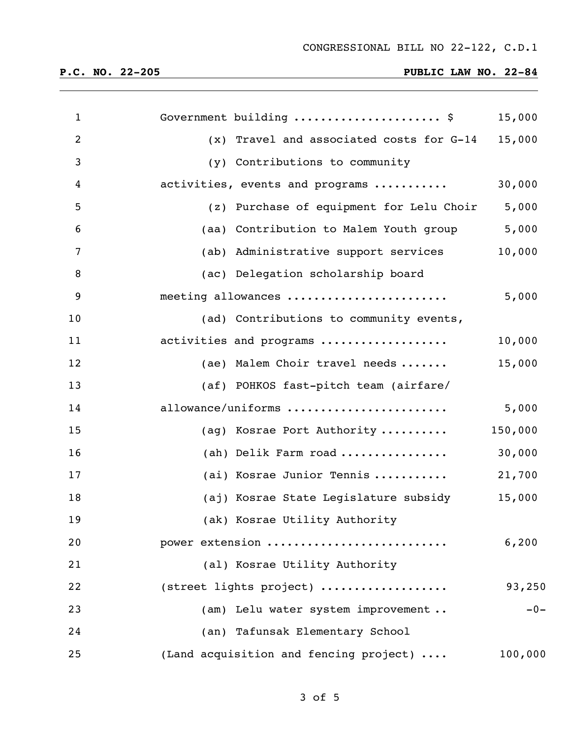Government building ..................... $ 15,000

(x) Travel and associated costs for G-14 15,000

(y) Contributions to community activities, events and programs ........... 30,000

(z) Purchase of equipment for Lelu Choir 5,000

(aa) Contribution to Malem Youth group 5,000

(ab) Administrative support services 10,000

(ac) Delegation scholarship board meeting allowances ....................... 5,000

(ad) Contributions to community events, activities and programs .................. 10,000

(ae) Malem Choir travel needs ....... 15,000

(af) POHKOS fast-pitch team (airfare/allowance/uniforms ....................... 5,000

(ag) Kosrae Port Authority .......... 150,000

(ah) Delik Farm road ................ 30,000

(ai) Kosrae Junior Tennis ........... 21,700

(aj) Kosrae State Legislature subsidy 15,000

(ak) Kosrae Utility Authority power extension .......................... 6,200

(al) Kosrae Utility Authority (street lights project) .................. 93,250

(am) Lelu water system improvement .. -0-

(an) Tafunsak Elementary School (Land acquisition and fencing project) .... 100,000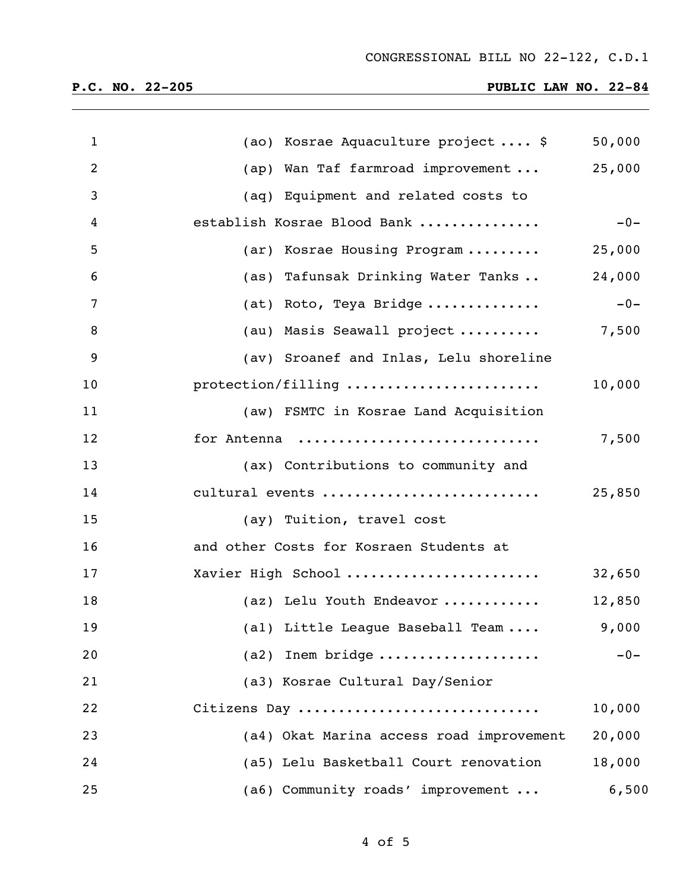CONGRESSIONAL BILL NO 22-122, C.D.1

**P.C. NO. 22-205** **PUBLIC LAW NO. 22-84**

| | |
|---|---|
| (ao) Kosrae Aquaculture project .... $ | 50,000 |
| (ap) Wan Taf farmroad improvement ... | 25,000 |
| (aq) Equipment and related costs to establish Kosrae Blood Bank .............. | -0- |
| (ar) Kosrae Housing Program ......... | 25,000 |
| (as) Tafunsak Drinking Water Tanks .. | 24,000 |
| (at) Roto, Teya Bridge ............. | -0- |
| (au) Masis Seawall project .......... | 7,500 |
| (av) Sroanef and Inlas, Lelu shoreline protection/filling ...................... | 10,000 |
| (aw) FSMTC in Kosrae Land Acquisition for Antenna ............................ | 7,500 |
| (ax) Contributions to community and cultural events .......................... | 25,850 |
| (ay) Tuition, travel cost and other Costs for Kosraen Students at Xavier High School ....................... | 32,650 |
| (az) Lelu Youth Endeavor ........... | 12,850 |
| (a1) Little League Baseball Team .... | 9,000 |
| (a2) Inem bridge ................... | -0- |
| (a3) Kosrae Cultural Day/Senior Citizens Day ............................ | 10,000 |
| (a4) Okat Marina access road improvement | 20,000 |
| (a5) Lelu Basketball Court renovation | 18,000 |
| (a6) Community roads' improvement ... | 6,500 |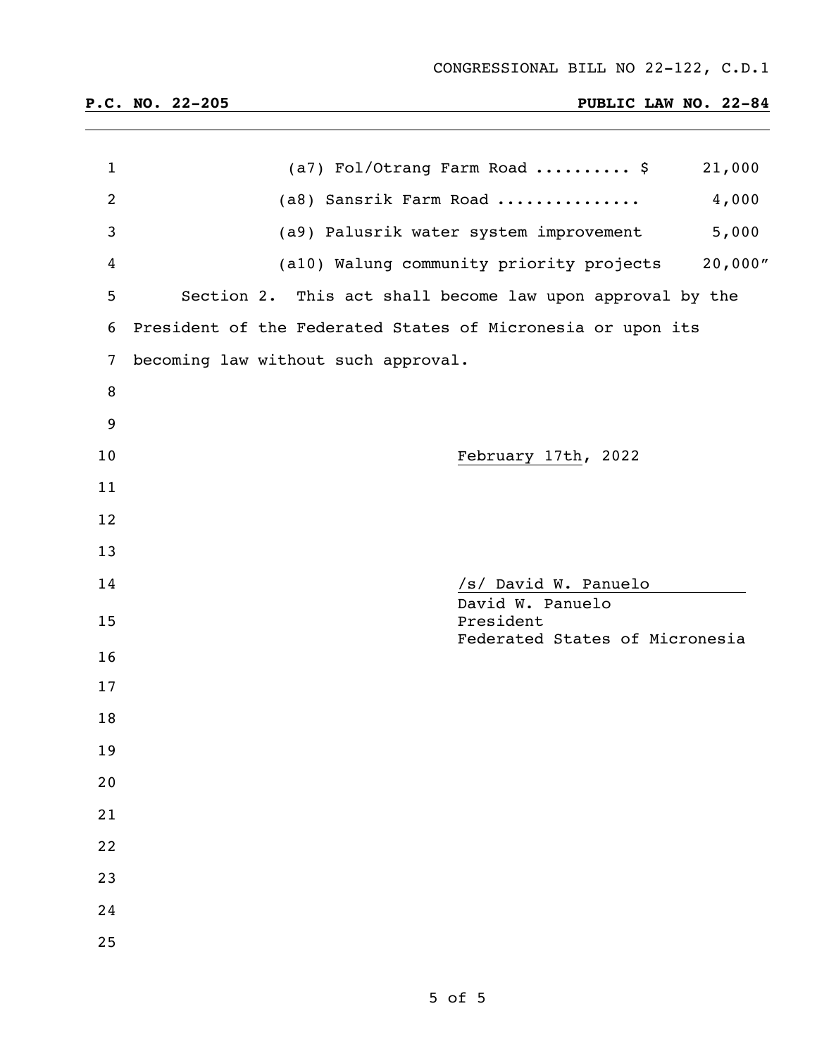(a7) Fol/Otrang Farm Road .......... $ 21,000

(a8) Sansrik Farm Road .............. 4,000

(a9) Palusrik water system improvement 5,000

(a10) Walung community priority projects 20,000"

Section 2. This act shall become law upon approval by the President of the Federated States of Micronesia or upon its becoming law without such approval.

February 17th, 2022

/s/ David W. Panuelo
David W. Panuelo
President
Federated States of Micronesia